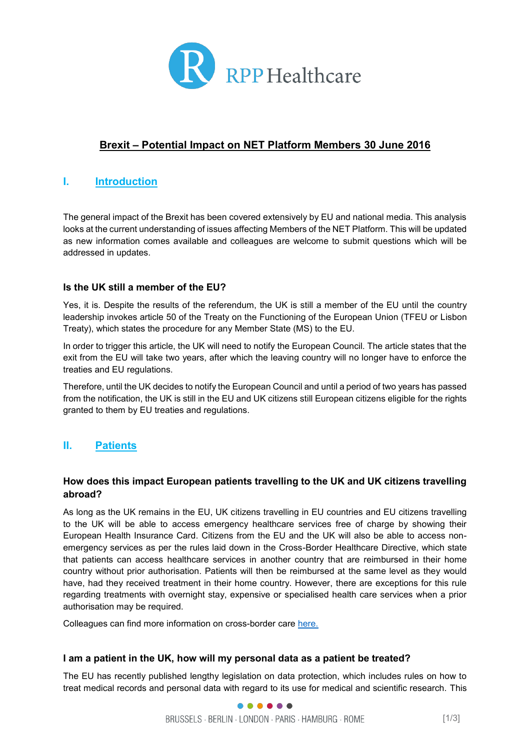RPP Healthcare

# Brexit – Potential Impact on NET Platform Members 30 June 2016

## I. Introduction

The general impact of the Brexit has been covered extensively by EU and national media. This analysis looks at the current understanding of issues affecting Members of the NET Platform. This will be updated as new information comes available and colleagues are welcome to submit questions which will be addressed in updates.

### Is the UK still a member of the EU?

Yes, it is. Despite the results of the referendum, the UK is still a member of the EU until the country leadership invokes article 50 of the Treaty on the Functioning of the European Union (TFEU or Lisbon Treaty), which states the procedure for any Member State (MS) to the EU.

In order to trigger this article, the UK will need to notify the European Council. The article states that the exit from the EU will take two years, after which the leaving country will no longer have to enforce the treaties and EU regulations.

Therefore, until the UK decides to notify the European Council and until a period of two years has passed from the notification, the UK is still in the EU and UK citizens still European citizens eligible for the rights granted to them by EU treaties and regulations.

## II. Patients

### How does this impact European patients travelling to the UK and UK citizens travelling abroad?

As long as the UK remains in the EU, UK citizens travelling in EU countries and EU citizens travelling to the UK will be able to access emergency healthcare services free of charge by showing their European Health Insurance Card. Citizens from the EU and the UK will also be able to access non-emergency services as per the rules laid down in the Cross-Border Healthcare Directive, which state that patients can access healthcare services in another country that are reimbursed in their home country without prior authorisation. Patients will then be reimbursed at the same level as they would have, had they received treatment in their home country. However, there are exceptions for this rule regarding treatments with overnight stay, expensive or specialised health care services when a prior authorisation may be required.

Colleagues can find more information on cross-border care here.

### I am a patient in the UK, how will my personal data as a patient be treated?

The EU has recently published lengthy legislation on data protection, which includes rules on how to treat medical records and personal data with regard to its use for medical and scientific research. This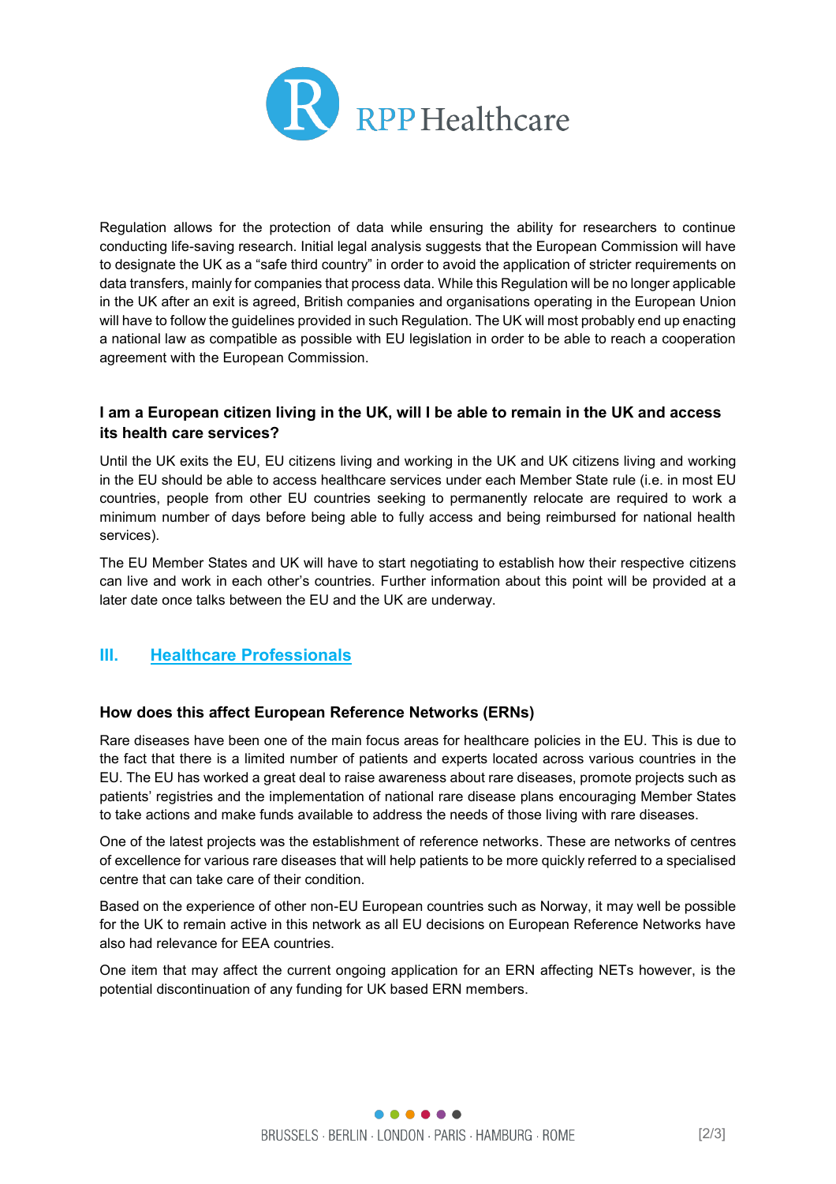Regulation allows for the protection of data while ensuring the ability for researchers to continue conducting life-saving research. Initial legal analysis suggests that the European Commission will have to designate the UK as a "safe third country" in order to avoid the application of stricter requirements on data transfers, mainly for companies that process data. While this Regulation will be no longer applicable in the UK after an exit is agreed, British companies and organisations operating in the European Union will have to follow the guidelines provided in such Regulation. The UK will most probably end up enacting a national law as compatible as possible with EU legislation in order to be able to reach a cooperation agreement with the European Commission.

### I am a European citizen living in the UK, will I be able to remain in the UK and access its health care services?

Until the UK exits the EU, EU citizens living and working in the UK and UK citizens living and working in the EU should be able to access healthcare services under each Member State rule (i.e. in most EU countries, people from other EU countries seeking to permanently relocate are required to work a minimum number of days before being able to fully access and being reimbursed for national health services).

The EU Member States and UK will have to start negotiating to establish how their respective citizens can live and work in each other's countries. Further information about this point will be provided at a later date once talks between the EU and the UK are underway.

## III. Healthcare Professionals

### How does this affect European Reference Networks (ERNs)

Rare diseases have been one of the main focus areas for healthcare policies in the EU. This is due to the fact that there is a limited number of patients and experts located across various countries in the EU. The EU has worked a great deal to raise awareness about rare diseases, promote projects such as patients' registries and the implementation of national rare disease plans encouraging Member States to take actions and make funds available to address the needs of those living with rare diseases.

One of the latest projects was the establishment of reference networks. These are networks of centres of excellence for various rare diseases that will help patients to be more quickly referred to a specialised centre that can take care of their condition.

Based on the experience of other non-EU European countries such as Norway, it may well be possible for the UK to remain active in this network as all EU decisions on European Reference Networks have also had relevance for EEA countries.

One item that may affect the current ongoing application for an ERN affecting NETs however, is the potential discontinuation of any funding for UK based ERN members.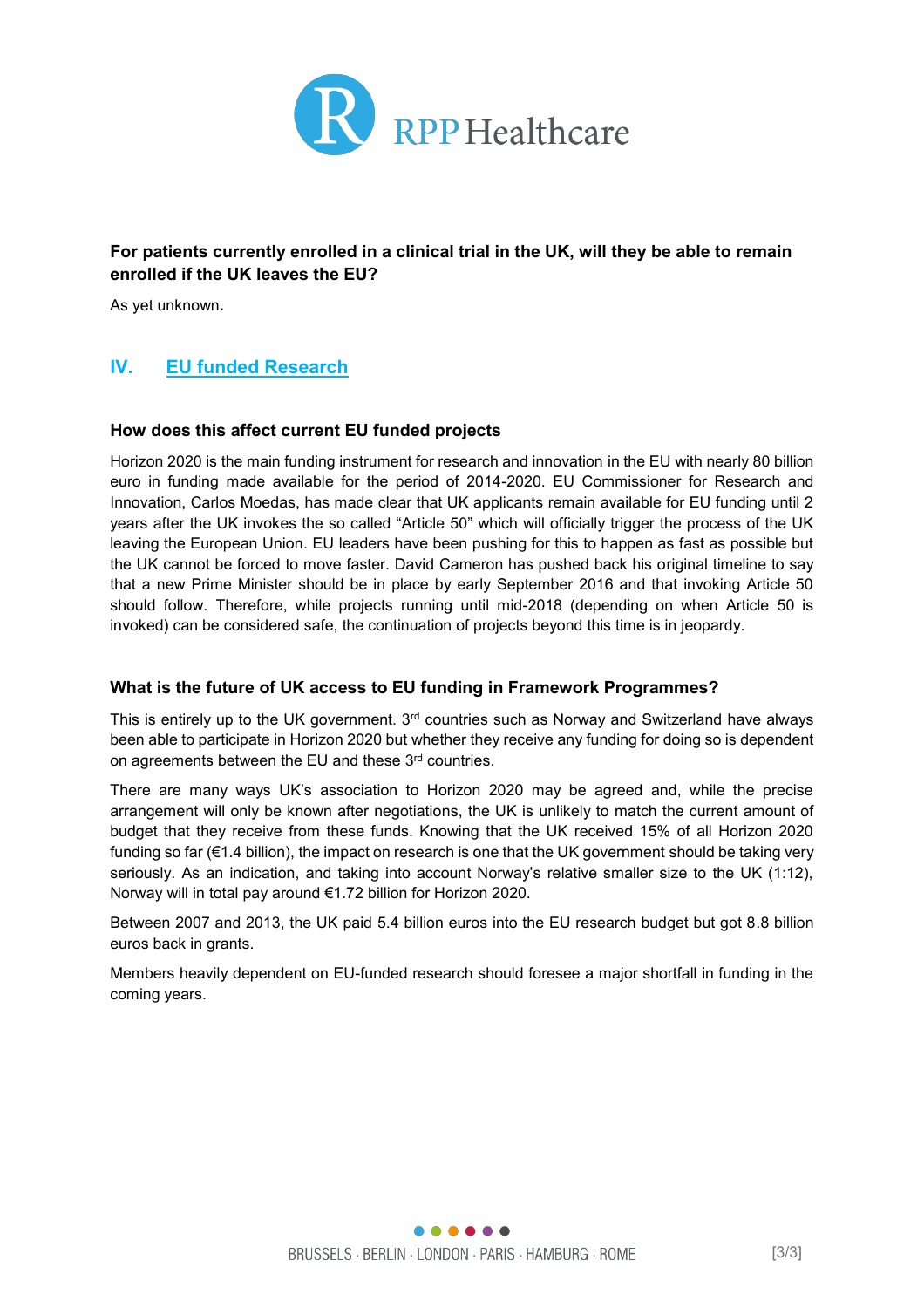**For patients currently enrolled in a clinical trial in the UK, will they be able to remain enrolled if the UK leaves the EU?**

As yet unknown**.**

## IV. EU funded Research

### How does this affect current EU funded projects

Horizon 2020 is the main funding instrument for research and innovation in the EU with nearly 80 billion euro in funding made available for the period of 2014-2020. EU Commissioner for Research and Innovation, Carlos Moedas, has made clear that UK applicants remain available for EU funding until 2 years after the UK invokes the so called "Article 50" which will officially trigger the process of the UK leaving the European Union. EU leaders have been pushing for this to happen as fast as possible but the UK cannot be forced to move faster. David Cameron has pushed back his original timeline to say that a new Prime Minister should be in place by early September 2016 and that invoking Article 50 should follow. Therefore, while projects running until mid-2018 (depending on when Article 50 is invoked) can be considered safe, the continuation of projects beyond this time is in jeopardy.

### What is the future of UK access to EU funding in Framework Programmes?

This is entirely up to the UK government. 3rd countries such as Norway and Switzerland have always been able to participate in Horizon 2020 but whether they receive any funding for doing so is dependent on agreements between the EU and these 3rd countries.

There are many ways UK's association to Horizon 2020 may be agreed and, while the precise arrangement will only be known after negotiations, the UK is unlikely to match the current amount of budget that they receive from these funds. Knowing that the UK received 15% of all Horizon 2020 funding so far (€1.4 billion), the impact on research is one that the UK government should be taking very seriously. As an indication, and taking into account Norway's relative smaller size to the UK (1:12), Norway will in total pay around €1.72 billion for Horizon 2020.

Between 2007 and 2013, the UK paid 5.4 billion euros into the EU research budget but got 8.8 billion euros back in grants.

Members heavily dependent on EU-funded research should foresee a major shortfall in funding in the coming years.